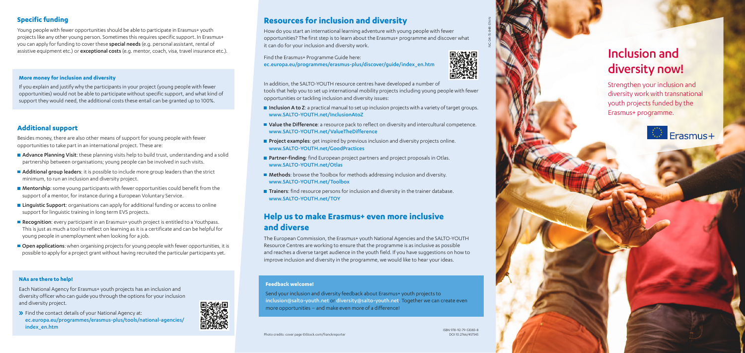## Specific funding

Young people with fewer opportunities should be able to participate in Erasmus+ youth projects like any other young person. Sometimes this requires specific support. In Erasmus+ you can apply for funding to cover these **special needs** (e.g. personal assistant, rental of assistive equipment etc.) or **exceptional costs** (e.g. mentor, coach, visa, travel insurance etc.).

### More money for inclusion and diversity

If you explain and justify why the participants in your project (young people with fewer opportunities) would not be able to participate without specific support, and what kind of support they would need, the additional costs these entail can be granted up to 100%.

## Additional support

Besides money, there are also other means of support for young people with fewer opportunities to take part in an international project. These are:

- **Advance Planning Visit**: these planning visits help to build trust, understanding and a solid partnership between organisations; young people can be involved in such visits.
- **Additional group leaders**: it is possible to include more group leaders than the strict minimum, to run an inclusion and diversity project.
- **Mentorship**: some young participants with fewer opportunities could benefit from the support of a mentor, for instance during a European Voluntary Service.
- **Linguistic Support**: organisations can apply for additional funding or access to online support for linguistic training in long term EVS projects.
- **Recognition**: every participant in an Erasmus+ youth project is entitled to a Youthpass. This is just as much a tool to reflect on learning as it is a certificate and can be helpful for young people in unemployment when looking for a job.
- **Open applications**: when organising projects for young people with fewer opportunities, it is possible to apply for a project grant without having recruited the particular participants yet.

### NAs are there to help!

Each National Agency for Erasmus+ youth projects has an inclusion and diversity officer who can guide you through the options for your inclusion and diversity project.

» Find the contact details of your National Agency at: ec.europa.eu/programmes/erasmus-plus/tools/national-agencies/index_en.htm

## Resources for inclusion and diversity

How do you start an international learning adventure with young people with fewer opportunities? The first step is to learn about the Erasmus+ programme and discover what it can do for your inclusion and diversity work.

Find the Erasmus+ Programme Guide here:
ec.europa.eu/programmes/erasmus-plus/discover/guide/index_en.htm

In addition, the SALTO-YOUTH resource centres have developed a number of tools that help you to set up international mobility projects including young people with fewer opportunities or tackling inclusion and diversity issues:

- **Inclusion A to Z**: a practical manual to set up inclusion projects with a variety of target groups. www.SALTO-YOUTH.net/InclusionAtoZ
- **Value the Difference**: a resource pack to reflect on diversity and intercultural competence. www.SALTO-YOUTH.net/ValueTheDifference
- **Project examples**: get inspired by previous inclusion and diversity projects online. www.SALTO-YOUTH.net/GoodPractices
- **Partner-finding**: find European project partners and project proposals in Otlas. www.SALTO-YOUTH.net/Otlas
- **Methods**: browse the Toolbox for methods addressing inclusion and diversity. www.SALTO-YOUTH.net/Toolbox
- **Trainers**: find resource persons for inclusion and diversity in the trainer database. www.SALTO-YOUTH.net/TOY

## Help us to make Erasmus+ even more inclusive and diverse

The European Commission, the Erasmus+ youth National Agencies and the SALTO-YOUTH Resource Centres are working to ensure that the programme is as inclusive as possible and reaches a diverse target audience in the youth field. If you have suggestions on how to improve inclusion and diversity in the programme, we would like to hear your ideas.

### Feedback welcome!

Send your inclusion and diversity feedback about Erasmus+ youth projects to inclusion@salto-youth.net or diversity@salto-youth.net. Together we can create even more opportunities – and make even more of a difference!

Photo credits: cover page ©iStock.com/franckreporter

ISBN 978-92-79-53083-8
DOI 10.2766/457545

NC-04-15-848-EN-N

# Inclusion and diversity now!

Strengthen your inclusion and diversity work with transnational youth projects funded by the Erasmus+ programme.

Erasmus+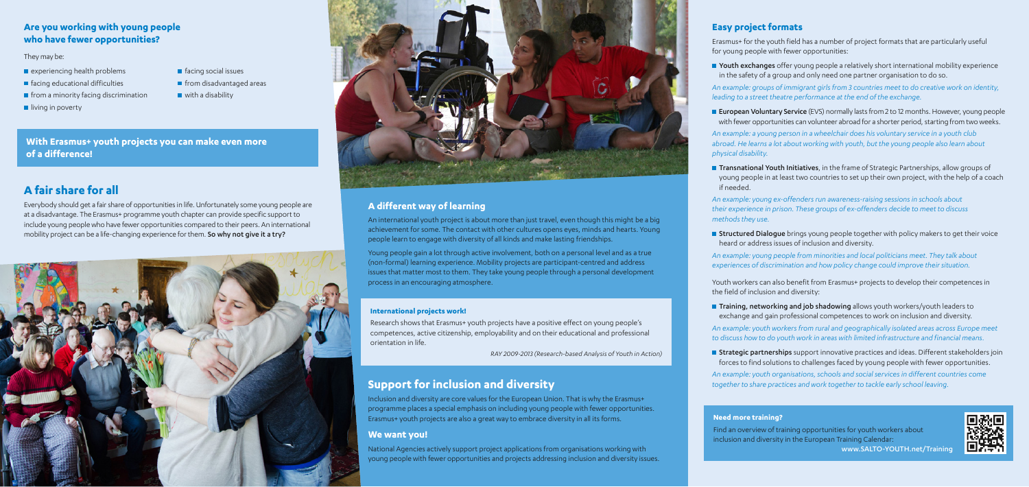## Are you working with young people who have fewer opportunities?

They may be:

- experiencing health problems
- facing educational difficulties
- from a minority facing discrimination
- living in poverty
- facing social issues
- from disadvantaged areas
- with a disability

**With Erasmus+ youth projects you can make even more of a difference!**

# A fair share for all

Everybody should get a fair share of opportunities in life. Unfortunately some young people are at a disadvantage. The Erasmus+ programme youth chapter can provide specific support to include young people who have fewer opportunities compared to their peers. An international mobility project can be a life-changing experience for them. **So why not give it a try?**

## A different way of learning

An international youth project is about more than just travel, even though this might be a big achievement for some. The contact with other cultures opens eyes, minds and hearts. Young people learn to engage with diversity of all kinds and make lasting friendships.

Young people gain a lot through active involvement, both on a personal level and as a true (non-formal) learning experience. Mobility projects are participant-centred and address issues that matter most to them. They take young people through a personal development process in an encouraging atmosphere.

### International projects work!

Research shows that Erasmus+ youth projects have a positive effect on young people's competences, active citizenship, employability and on their educational and professional orientation in life.

*RAY 2009-2013 (Research-based Analysis of Youth in Action)*

# Support for inclusion and diversity

Inclusion and diversity are core values for the European Union. That is why the Erasmus+ programme places a special emphasis on including young people with fewer opportunities. Erasmus+ youth projects are also a great way to embrace diversity in all its forms.

## We want you!

National Agencies actively support project applications from organisations working with young people with fewer opportunities and projects addressing inclusion and diversity issues.

## Easy project formats

Erasmus+ for the youth field has a number of project formats that are particularly useful for young people with fewer opportunities:

- **Youth exchanges** offer young people a relatively short international mobility experience in the safety of a group and only need one partner organisation to do so.

*An example: groups of immigrant girls from 3 countries meet to do creative work on identity, leading to a street theatre performance at the end of the exchange.*

- **European Voluntary Service** (EVS) normally lasts from 2 to 12 months. However, young people with fewer opportunities can volunteer abroad for a shorter period, starting from two weeks.

*An example: a young person in a wheelchair does his voluntary service in a youth club abroad. He learns a lot about working with youth, but the young people also learn about physical disability.*

- **Transnational Youth Initiatives**, in the frame of Strategic Partnerships, allow groups of young people in at least two countries to set up their own project, with the help of a coach if needed.

*An example: young ex-offenders run awareness-raising sessions in schools about their experience in prison. These groups of ex-offenders decide to meet to discuss methods they use.*

- **Structured Dialogue** brings young people together with policy makers to get their voice heard or address issues of inclusion and diversity.

*An example: young people from minorities and local politicians meet. They talk about experiences of discrimination and how policy change could improve their situation.*

Youth workers can also benefit from Erasmus+ projects to develop their competences in the field of inclusion and diversity:

- **Training, networking and job shadowing** allows youth workers/youth leaders to exchange and gain professional competences to work on inclusion and diversity.

*An example: youth workers from rural and geographically isolated areas across Europe meet to discuss how to do youth work in areas with limited infrastructure and financial means.*

- **Strategic partnerships** support innovative practices and ideas. Different stakeholders join forces to find solutions to challenges faced by young people with fewer opportunities.

*An example: youth organisations, schools and social services in different countries come together to share practices and work together to tackle early school leaving.*

### Need more training?

Find an overview of training opportunities for youth workers about inclusion and diversity in the European Training Calendar:
www.SALTO-YOUTH.net/Training